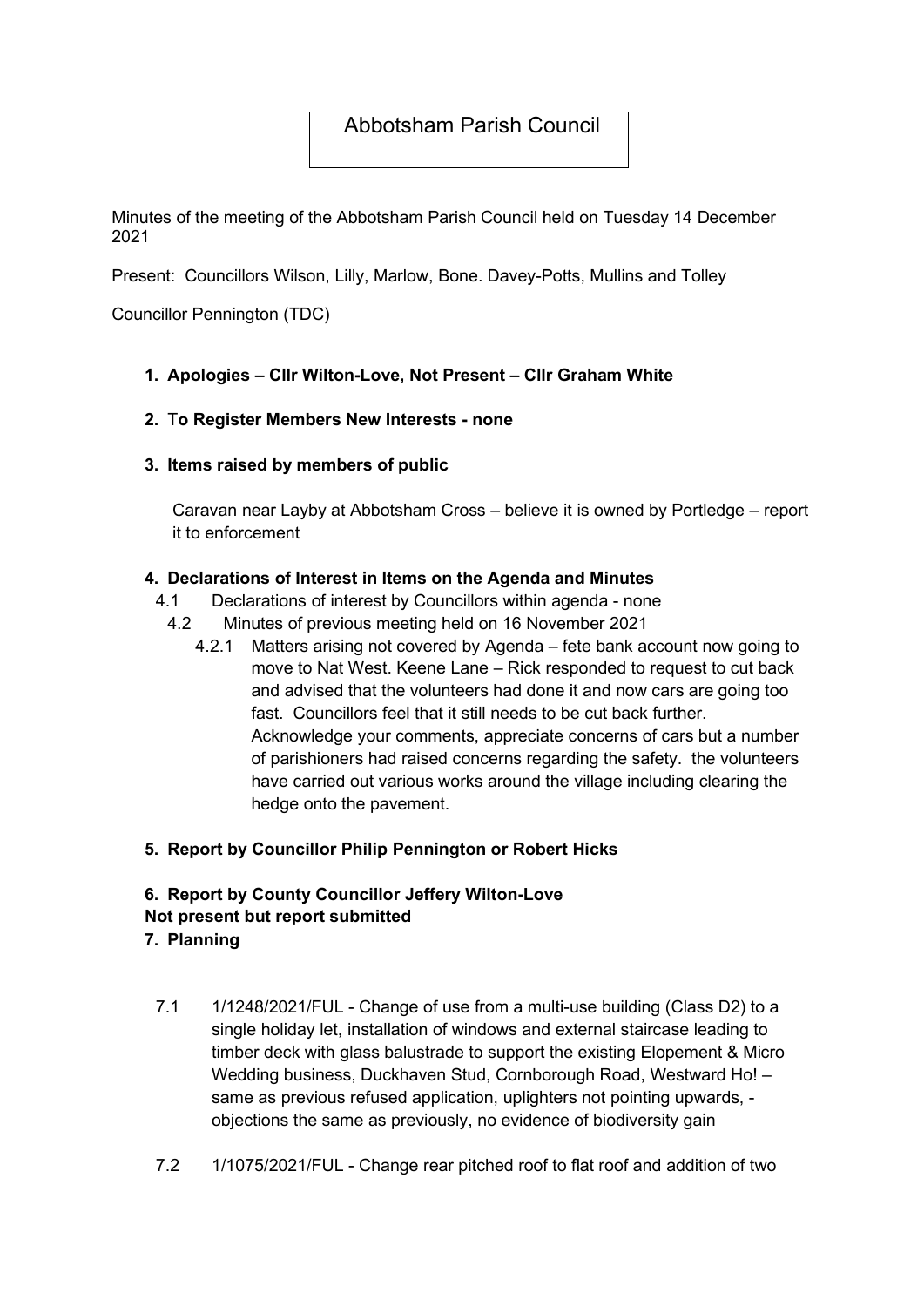# Abbotsham Parish Council

Minutes of the meeting of the Abbotsham Parish Council held on Tuesday 14 December 2021

Present: Councillors Wilson, Lilly, Marlow, Bone. Davey-Potts, Mullins and Tolley

Councillor Pennington (TDC)

1. **Apologies – Cllr Wilton-Love, Not Present – Cllr Graham White**

2. **To Register Members New Interests - none**

3. **Items raised by members of public**

   Caravan near Layby at Abbotsham Cross – believe it is owned by Portledge – report it to enforcement

4. **Declarations of Interest in Items on the Agenda and Minutes**
   - 4.1 Declarations of interest by Councillors within agenda - none
   - 4.2 Minutes of previous meeting held on 16 November 2021
     - 4.2.1 Matters arising not covered by Agenda – fete bank account now going to move to Nat West. Keene Lane – Rick responded to request to cut back and advised that the volunteers had done it and now cars are going too fast. Councillors feel that it still needs to be cut back further. Acknowledge your comments, appreciate concerns of cars but a number of parishioners had raised concerns regarding the safety. the volunteers have carried out various works around the village including clearing the hedge onto the pavement.

5. **Report by Councillor Philip Pennington or Robert Hicks**

6. **Report by County Councillor Jeffery Wilton-Love**

**Not present but report submitted**

7. **Planning**

   - 7.1 1/1248/2021/FUL - Change of use from a multi-use building (Class D2) to a single holiday let, installation of windows and external staircase leading to timber deck with glass balustrade to support the existing Elopement & Micro Wedding business, Duckhaven Stud, Cornborough Road, Westward Ho! – same as previous refused application, uplighters not pointing upwards, - objections the same as previously, no evidence of biodiversity gain

   - 7.2 1/1075/2021/FUL - Change rear pitched roof to flat roof and addition of two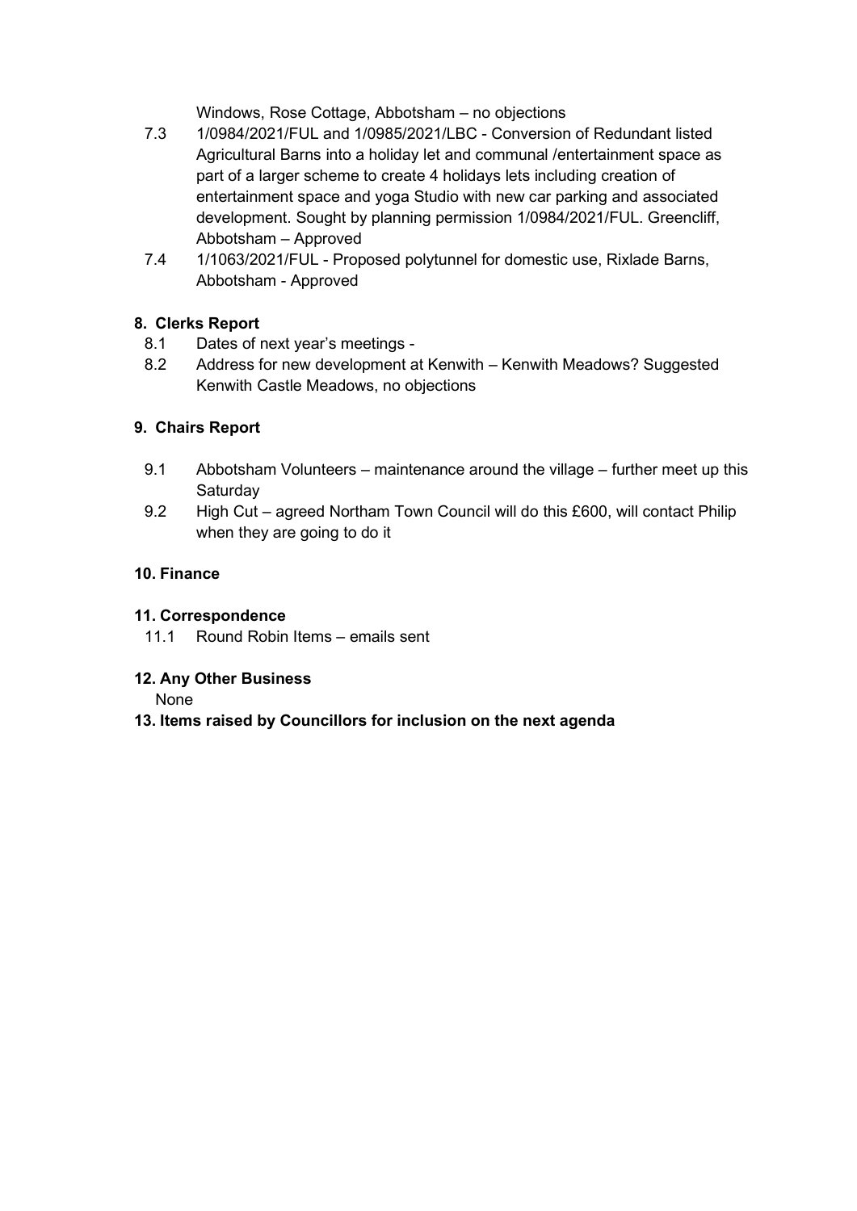Windows, Rose Cottage, Abbotsham – no objections

7.3 1/0984/2021/FUL and 1/0985/2021/LBC - Conversion of Redundant listed Agricultural Barns into a holiday let and communal /entertainment space as part of a larger scheme to create 4 holidays lets including creation of entertainment space and yoga Studio with new car parking and associated development. Sought by planning permission 1/0984/2021/FUL. Greencliff, Abbotsham – Approved

7.4 1/1063/2021/FUL - Proposed polytunnel for domestic use, Rixlade Barns, Abbotsham - Approved

**8. Clerks Report**

8.1 Dates of next year's meetings -

8.2 Address for new development at Kenwith – Kenwith Meadows? Suggested Kenwith Castle Meadows, no objections

**9. Chairs Report**

9.1 Abbotsham Volunteers – maintenance around the village – further meet up this Saturday

9.2 High Cut – agreed Northam Town Council will do this £600, will contact Philip when they are going to do it

**10. Finance**

**11. Correspondence**

11.1 Round Robin Items – emails sent

**12. Any Other Business**

None

**13. Items raised by Councillors for inclusion on the next agenda**